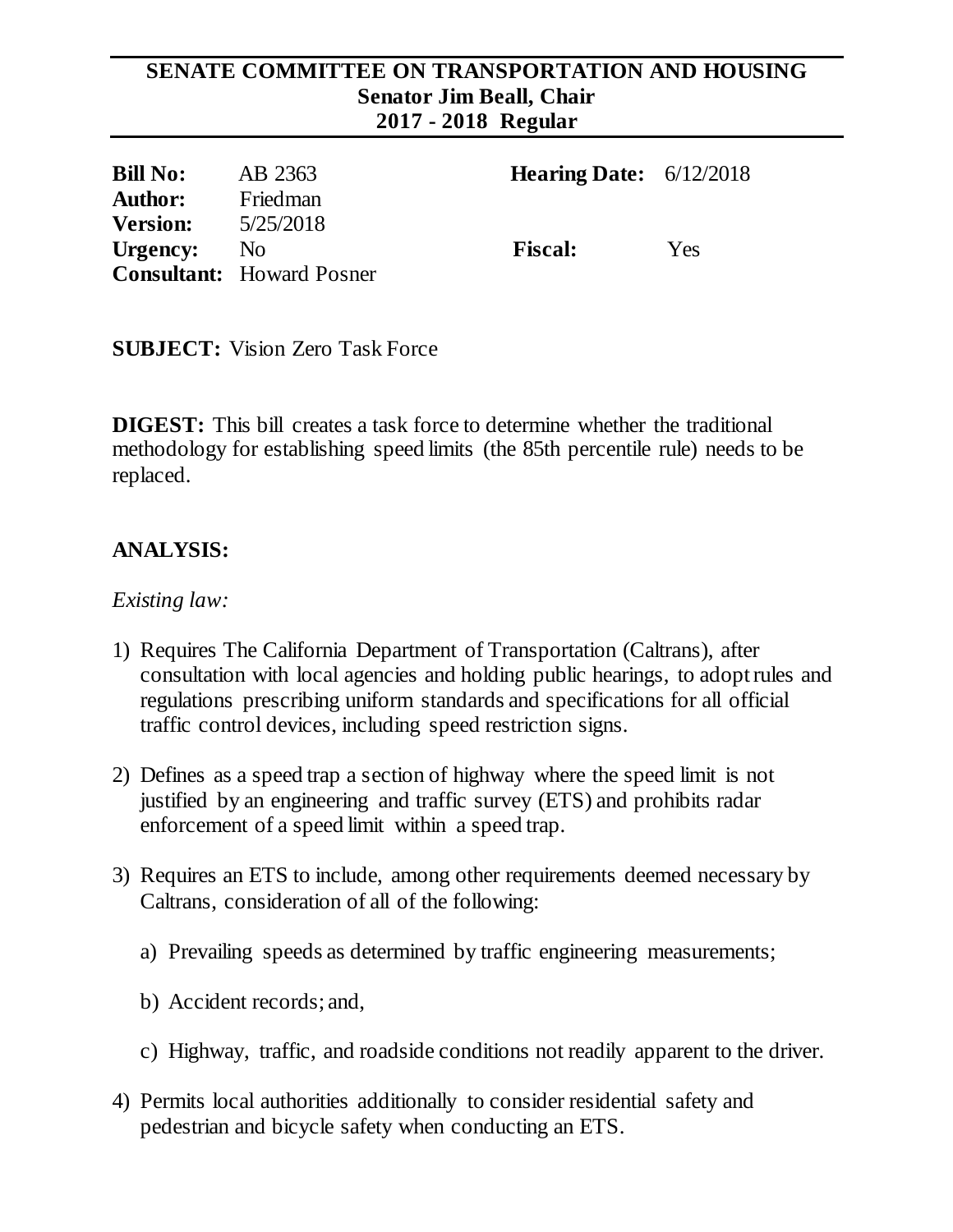# SENATE COMMITTEE ON TRANSPORTATION AND HOUSING
## Senator Jim Beall, Chair
## 2017 - 2018 Regular

| | | | |
|---|---|---|---|
| **Bill No:** | AB 2363 | **Hearing Date:** | 6/12/2018 |
| **Author:** | Friedman | | |
| **Version:** | 5/25/2018 | | |
| **Urgency:** | No | **Fiscal:** | Yes |
| **Consultant:** | Howard Posner | | |

**SUBJECT:** Vision Zero Task Force

**DIGEST:** This bill creates a task force to determine whether the traditional methodology for establishing speed limits (the 85th percentile rule) needs to be replaced.

**ANALYSIS:**

*Existing law:*

1) Requires The California Department of Transportation (Caltrans), after consultation with local agencies and holding public hearings, to adopt rules and regulations prescribing uniform standards and specifications for all official traffic control devices, including speed restriction signs.

2) Defines as a speed trap a section of highway where the speed limit is not justified by an engineering and traffic survey (ETS) and prohibits radar enforcement of a speed limit within a speed trap.

3) Requires an ETS to include, among other requirements deemed necessary by Caltrans, consideration of all of the following:

   a) Prevailing speeds as determined by traffic engineering measurements;

   b) Accident records; and,

   c) Highway, traffic, and roadside conditions not readily apparent to the driver.

4) Permits local authorities additionally to consider residential safety and pedestrian and bicycle safety when conducting an ETS.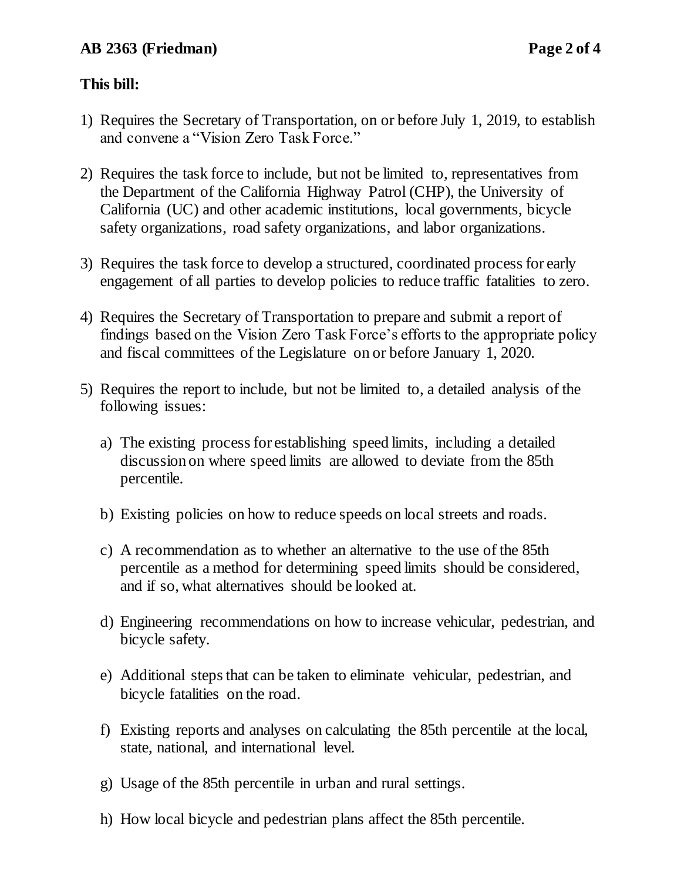**This bill:**

1) Requires the Secretary of Transportation, on or before July 1, 2019, to establish and convene a "Vision Zero Task Force."

2) Requires the task force to include, but not be limited to, representatives from the Department of the California Highway Patrol (CHP), the University of California (UC) and other academic institutions, local governments, bicycle safety organizations, road safety organizations, and labor organizations.

3) Requires the task force to develop a structured, coordinated process for early engagement of all parties to develop policies to reduce traffic fatalities to zero.

4) Requires the Secretary of Transportation to prepare and submit a report of findings based on the Vision Zero Task Force's efforts to the appropriate policy and fiscal committees of the Legislature on or before January 1, 2020.

5) Requires the report to include, but not be limited to, a detailed analysis of the following issues:

   a) The existing process for establishing speed limits, including a detailed discussion on where speed limits are allowed to deviate from the 85th percentile.

   b) Existing policies on how to reduce speeds on local streets and roads.

   c) A recommendation as to whether an alternative to the use of the 85th percentile as a method for determining speed limits should be considered, and if so, what alternatives should be looked at.

   d) Engineering recommendations on how to increase vehicular, pedestrian, and bicycle safety.

   e) Additional steps that can be taken to eliminate vehicular, pedestrian, and bicycle fatalities on the road.

   f) Existing reports and analyses on calculating the 85th percentile at the local, state, national, and international level.

   g) Usage of the 85th percentile in urban and rural settings.

   h) How local bicycle and pedestrian plans affect the 85th percentile.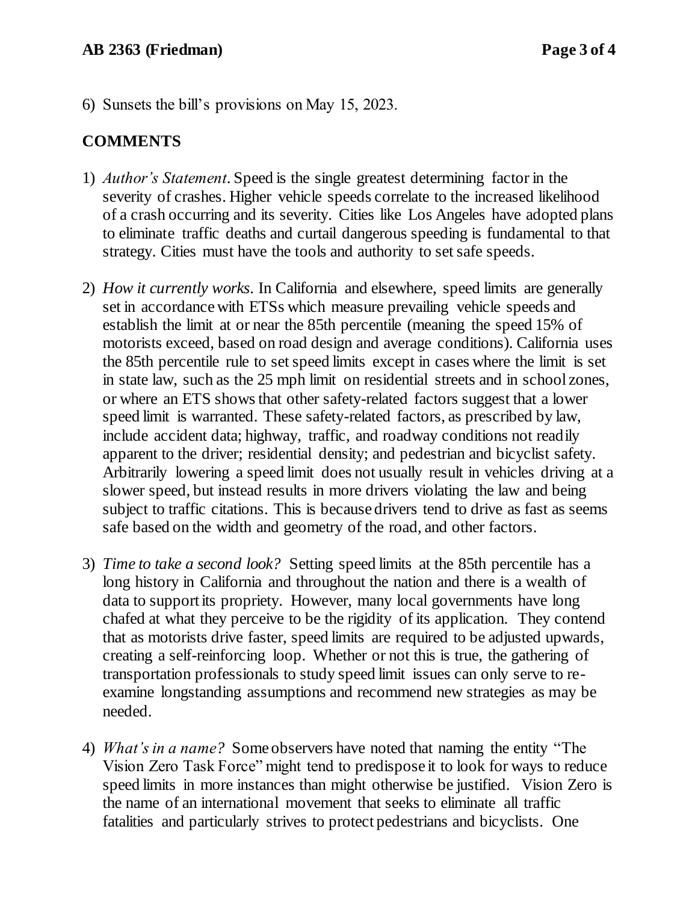6) Sunsets the bill's provisions on May 15, 2023.

## COMMENTS

1) *Author's Statement*. Speed is the single greatest determining factor in the severity of crashes. Higher vehicle speeds correlate to the increased likelihood of a crash occurring and its severity. Cities like Los Angeles have adopted plans to eliminate traffic deaths and curtail dangerous speeding is fundamental to that strategy. Cities must have the tools and authority to set safe speeds.

2) *How it currently works*. In California and elsewhere, speed limits are generally set in accordance with ETSs which measure prevailing vehicle speeds and establish the limit at or near the 85th percentile (meaning the speed 15% of motorists exceed, based on road design and average conditions). California uses the 85th percentile rule to set speed limits except in cases where the limit is set in state law, such as the 25 mph limit on residential streets and in school zones, or where an ETS shows that other safety-related factors suggest that a lower speed limit is warranted. These safety-related factors, as prescribed by law, include accident data; highway, traffic, and roadway conditions not readily apparent to the driver; residential density; and pedestrian and bicyclist safety. Arbitrarily lowering a speed limit does not usually result in vehicles driving at a slower speed, but instead results in more drivers violating the law and being subject to traffic citations. This is because drivers tend to drive as fast as seems safe based on the width and geometry of the road, and other factors.

3) *Time to take a second look?* Setting speed limits at the 85th percentile has a long history in California and throughout the nation and there is a wealth of data to support its propriety. However, many local governments have long chafed at what they perceive to be the rigidity of its application. They contend that as motorists drive faster, speed limits are required to be adjusted upwards, creating a self-reinforcing loop. Whether or not this is true, the gathering of transportation professionals to study speed limit issues can only serve to re-examine longstanding assumptions and recommend new strategies as may be needed.

4) *What's in a name?* Some observers have noted that naming the entity "The Vision Zero Task Force" might tend to predispose it to look for ways to reduce speed limits in more instances than might otherwise be justified. Vision Zero is the name of an international movement that seeks to eliminate all traffic fatalities and particularly strives to protect pedestrians and bicyclists. One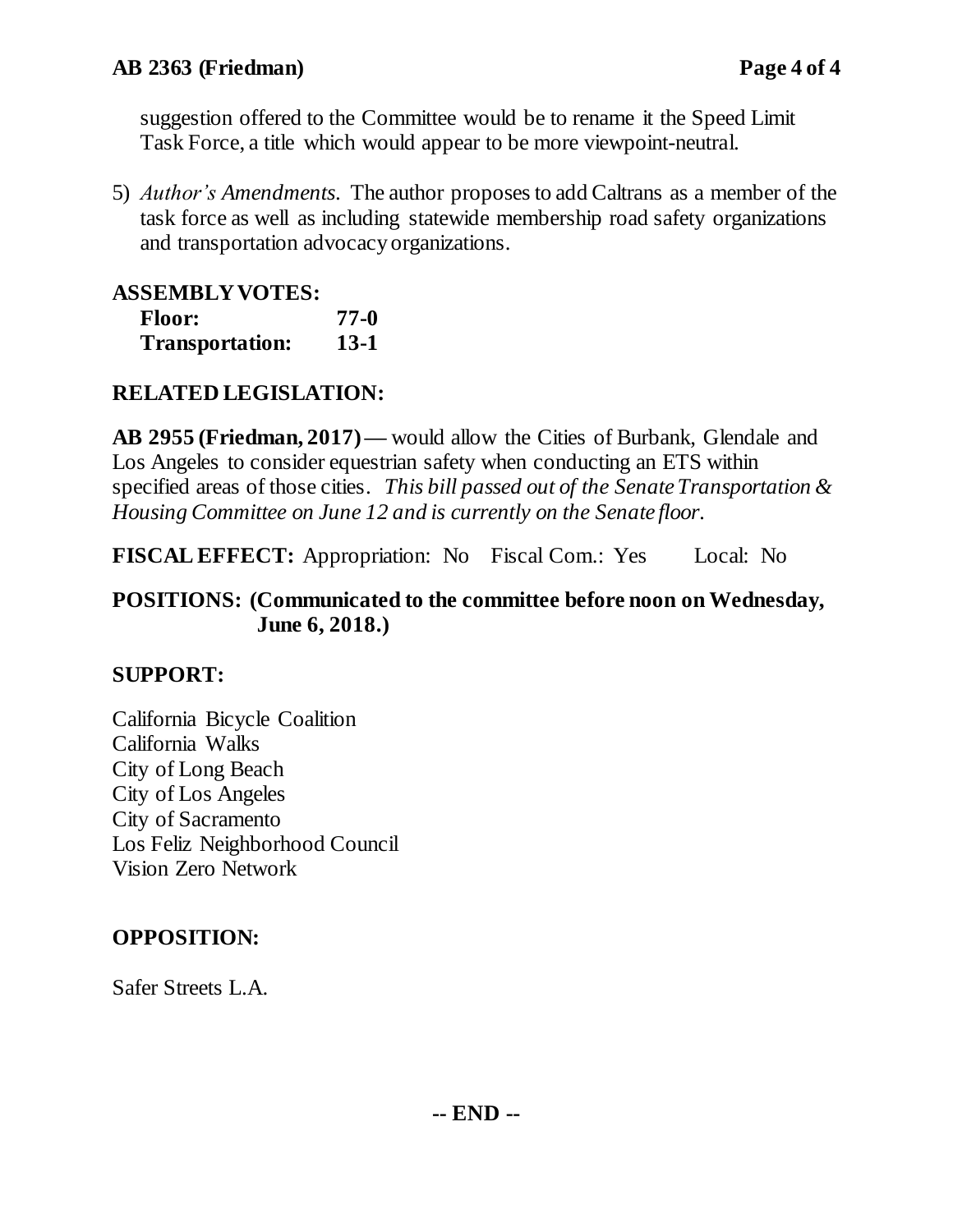suggestion offered to the Committee would be to rename it the Speed Limit Task Force, a title which would appear to be more viewpoint-neutral.

5) *Author's Amendments.* The author proposes to add Caltrans as a member of the task force as well as including statewide membership road safety organizations and transportation advocacy organizations.

**ASSEMBLY VOTES:**

| | |
|---|---|
| **Floor:** | **77-0** |
| **Transportation:** | **13-1** |

**RELATED LEGISLATION:**

**AB 2955 (Friedman, 2017) —** would allow the Cities of Burbank, Glendale and Los Angeles to consider equestrian safety when conducting an ETS within specified areas of those cities. *This bill passed out of the Senate Transportation & Housing Committee on June 12 and is currently on the Senate floor.*

**FISCAL EFFECT:** Appropriation: No Fiscal Com.: Yes Local: No

**POSITIONS: (Communicated to the committee before noon on Wednesday, June 6, 2018.)**

**SUPPORT:**

California Bicycle Coalition
California Walks
City of Long Beach
City of Los Angeles
City of Sacramento
Los Feliz Neighborhood Council
Vision Zero Network

**OPPOSITION:**

Safer Streets L.A.

**-- END --**